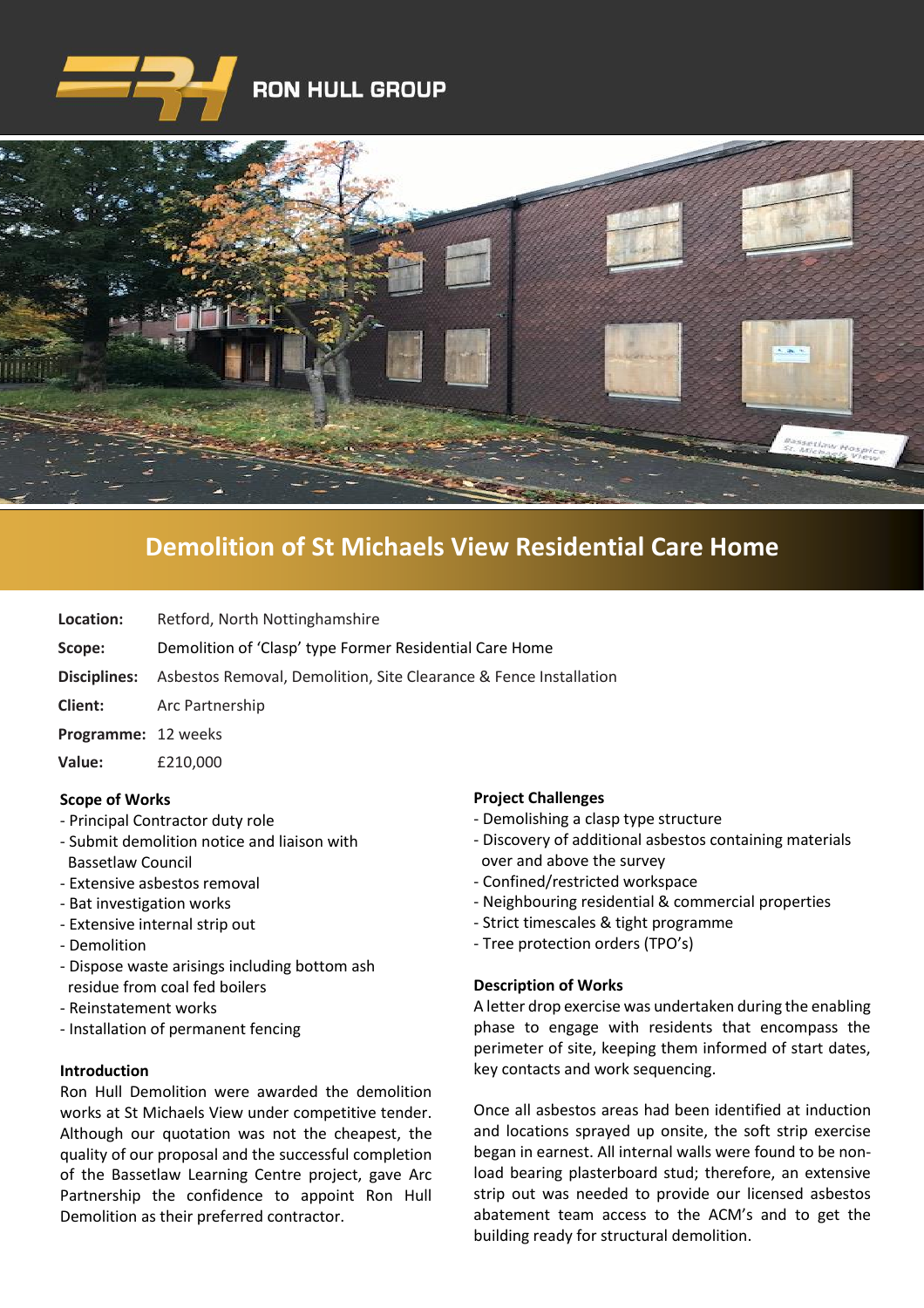RON HULL GROUP

# Demolition of St Michaels View Residential Care Home

**Location:** Retford, North Nottinghamshire

**Scope:** Demolition of 'Clasp' type Former Residential Care Home

**Disciplines:** Asbestos Removal, Demolition, Site Clearance & Fence Installation

**Client:** Arc Partnership

**Programme:** 12 weeks

**Value:** £210,000

### Scope of Works

- Principal Contractor duty role
- Submit demolition notice and liaison with Bassetlaw Council
- Extensive asbestos removal
- Bat investigation works
- Extensive internal strip out
- Demolition
- Dispose waste arisings including bottom ash residue from coal fed boilers
- Reinstatement works
- Installation of permanent fencing

### Introduction

Ron Hull Demolition were awarded the demolition works at St Michaels View under competitive tender. Although our quotation was not the cheapest, the quality of our proposal and the successful completion of the Bassetlaw Learning Centre project, gave Arc Partnership the confidence to appoint Ron Hull Demolition as their preferred contractor.

### Project Challenges

- Demolishing a clasp type structure
- Discovery of additional asbestos containing materials over and above the survey
- Confined/restricted workspace
- Neighbouring residential & commercial properties
- Strict timescales & tight programme
- Tree protection orders (TPO's)

### Description of Works

A letter drop exercise was undertaken during the enabling phase to engage with residents that encompass the perimeter of site, keeping them informed of start dates, key contacts and work sequencing.

Once all asbestos areas had been identified at induction and locations sprayed up onsite, the soft strip exercise began in earnest. All internal walls were found to be non-load bearing plasterboard stud; therefore, an extensive strip out was needed to provide our licensed asbestos abatement team access to the ACM's and to get the building ready for structural demolition.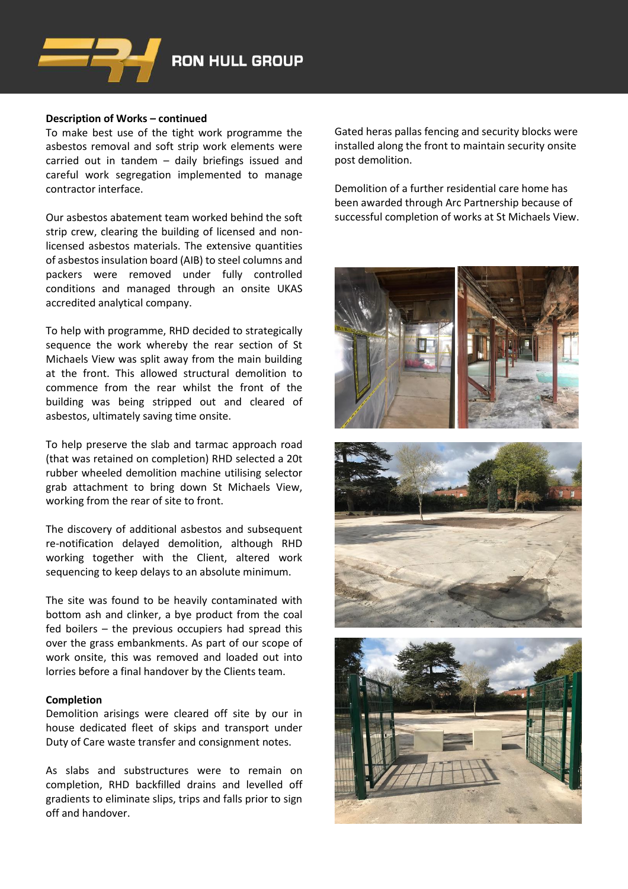**Description of Works – continued**

To make best use of the tight work programme the asbestos removal and soft strip work elements were carried out in tandem – daily briefings issued and careful work segregation implemented to manage contractor interface.

Our asbestos abatement team worked behind the soft strip crew, clearing the building of licensed and non-licensed asbestos materials. The extensive quantities of asbestos insulation board (AIB) to steel columns and packers were removed under fully controlled conditions and managed through an onsite UKAS accredited analytical company.

To help with programme, RHD decided to strategically sequence the work whereby the rear section of St Michaels View was split away from the main building at the front. This allowed structural demolition to commence from the rear whilst the front of the building was being stripped out and cleared of asbestos, ultimately saving time onsite.

To help preserve the slab and tarmac approach road (that was retained on completion) RHD selected a 20t rubber wheeled demolition machine utilising selector grab attachment to bring down St Michaels View, working from the rear of site to front.

The discovery of additional asbestos and subsequent re-notification delayed demolition, although RHD working together with the Client, altered work sequencing to keep delays to an absolute minimum.

The site was found to be heavily contaminated with bottom ash and clinker, a bye product from the coal fed boilers – the previous occupiers had spread this over the grass embankments. As part of our scope of work onsite, this was removed and loaded out into lorries before a final handover by the Clients team.

**Completion**

Demolition arisings were cleared off site by our in house dedicated fleet of skips and transport under Duty of Care waste transfer and consignment notes.

As slabs and substructures were to remain on completion, RHD backfilled drains and levelled off gradients to eliminate slips, trips and falls prior to sign off and handover.

Gated heras pallas fencing and security blocks were installed along the front to maintain security onsite post demolition.

Demolition of a further residential care home has been awarded through Arc Partnership because of successful completion of works at St Michaels View.